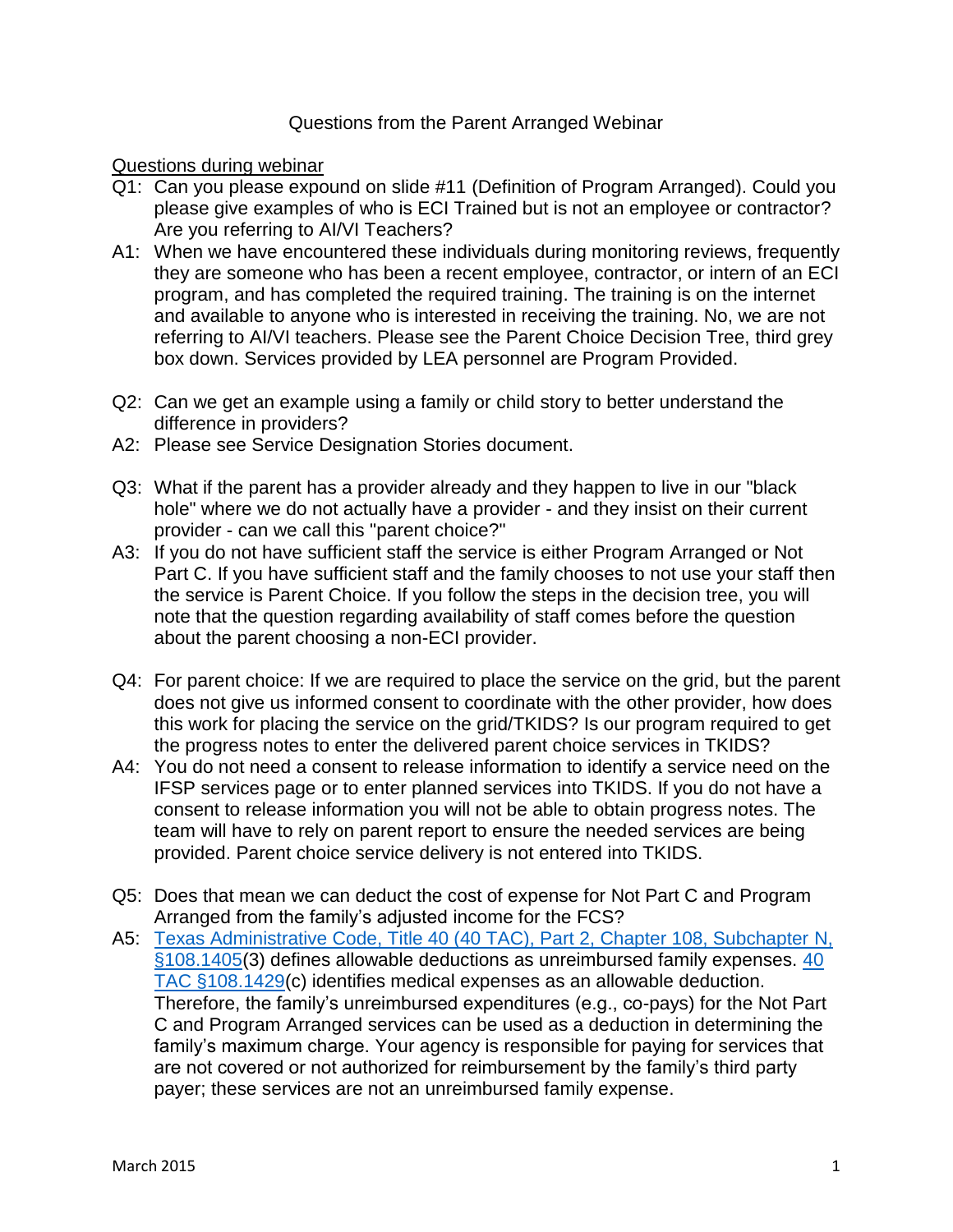# Questions from the Parent Arranged Webinar

Questions during webinar

Q1: Can you please expound on slide #11 (Definition of Program Arranged). Could you please give examples of who is ECI Trained but is not an employee or contractor? Are you referring to AI/VI Teachers?

A1: When we have encountered these individuals during monitoring reviews, frequently they are someone who has been a recent employee, contractor, or intern of an ECI program, and has completed the required training. The training is on the internet and available to anyone who is interested in receiving the training. No, we are not referring to AI/VI teachers. Please see the Parent Choice Decision Tree, third grey box down. Services provided by LEA personnel are Program Provided.

Q2: Can we get an example using a family or child story to better understand the difference in providers?

A2: Please see Service Designation Stories document.

Q3: What if the parent has a provider already and they happen to live in our "black hole" where we do not actually have a provider - and they insist on their current provider - can we call this "parent choice?"

A3: If you do not have sufficient staff the service is either Program Arranged or Not Part C. If you have sufficient staff and the family chooses to not use your staff then the service is Parent Choice. If you follow the steps in the decision tree, you will note that the question regarding availability of staff comes before the question about the parent choosing a non-ECI provider.

Q4: For parent choice: If we are required to place the service on the grid, but the parent does not give us informed consent to coordinate with the other provider, how does this work for placing the service on the grid/TKIDS? Is our program required to get the progress notes to enter the delivered parent choice services in TKIDS?

A4: You do not need a consent to release information to identify a service need on the IFSP services page or to enter planned services into TKIDS. If you do not have a consent to release information you will not be able to obtain progress notes. The team will have to rely on parent report to ensure the needed services are being provided. Parent choice service delivery is not entered into TKIDS.

Q5: Does that mean we can deduct the cost of expense for Not Part C and Program Arranged from the family's adjusted income for the FCS?

A5: Texas Administrative Code, Title 40 (40 TAC), Part 2, Chapter 108, Subchapter N, §108.1405(3) defines allowable deductions as unreimbursed family expenses. 40 TAC §108.1429(c) identifies medical expenses as an allowable deduction. Therefore, the family's unreimbursed expenditures (e.g., co-pays) for the Not Part C and Program Arranged services can be used as a deduction in determining the family's maximum charge. Your agency is responsible for paying for services that are not covered or not authorized for reimbursement by the family's third party payer; these services are not an unreimbursed family expense.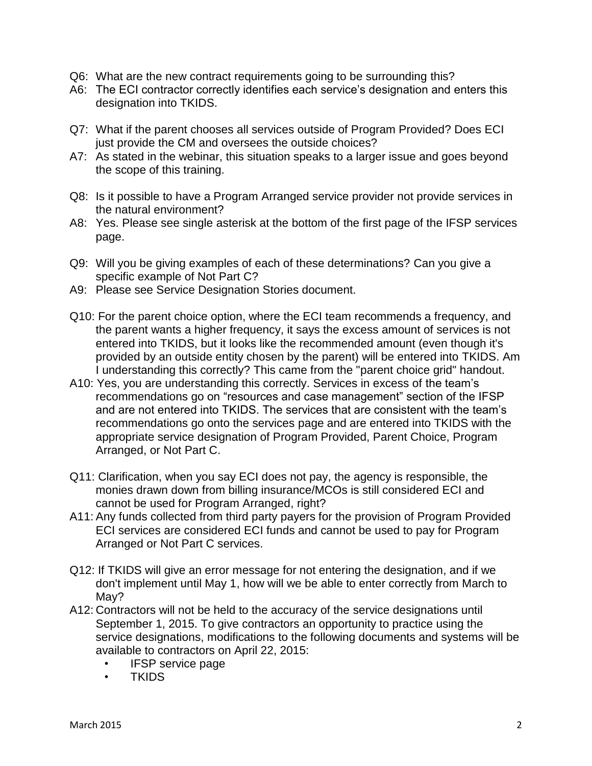Q6: What are the new contract requirements going to be surrounding this?

A6: The ECI contractor correctly identifies each service's designation and enters this designation into TKIDS.

Q7: What if the parent chooses all services outside of Program Provided? Does ECI just provide the CM and oversees the outside choices?

A7: As stated in the webinar, this situation speaks to a larger issue and goes beyond the scope of this training.

Q8: Is it possible to have a Program Arranged service provider not provide services in the natural environment?

A8: Yes. Please see single asterisk at the bottom of the first page of the IFSP services page.

Q9: Will you be giving examples of each of these determinations? Can you give a specific example of Not Part C?

A9: Please see Service Designation Stories document.

Q10: For the parent choice option, where the ECI team recommends a frequency, and the parent wants a higher frequency, it says the excess amount of services is not entered into TKIDS, but it looks like the recommended amount (even though it's provided by an outside entity chosen by the parent) will be entered into TKIDS. Am I understanding this correctly? This came from the "parent choice grid" handout.

A10: Yes, you are understanding this correctly. Services in excess of the team's recommendations go on "resources and case management" section of the IFSP and are not entered into TKIDS. The services that are consistent with the team's recommendations go onto the services page and are entered into TKIDS with the appropriate service designation of Program Provided, Parent Choice, Program Arranged, or Not Part C.

Q11: Clarification, when you say ECI does not pay, the agency is responsible, the monies drawn down from billing insurance/MCOs is still considered ECI and cannot be used for Program Arranged, right?

A11: Any funds collected from third party payers for the provision of Program Provided ECI services are considered ECI funds and cannot be used to pay for Program Arranged or Not Part C services.

Q12: If TKIDS will give an error message for not entering the designation, and if we don't implement until May 1, how will we be able to enter correctly from March to May?

A12: Contractors will not be held to the accuracy of the service designations until September 1, 2015. To give contractors an opportunity to practice using the service designations, modifications to the following documents and systems will be available to contractors on April 22, 2015:

- IFSP service page
- TKIDS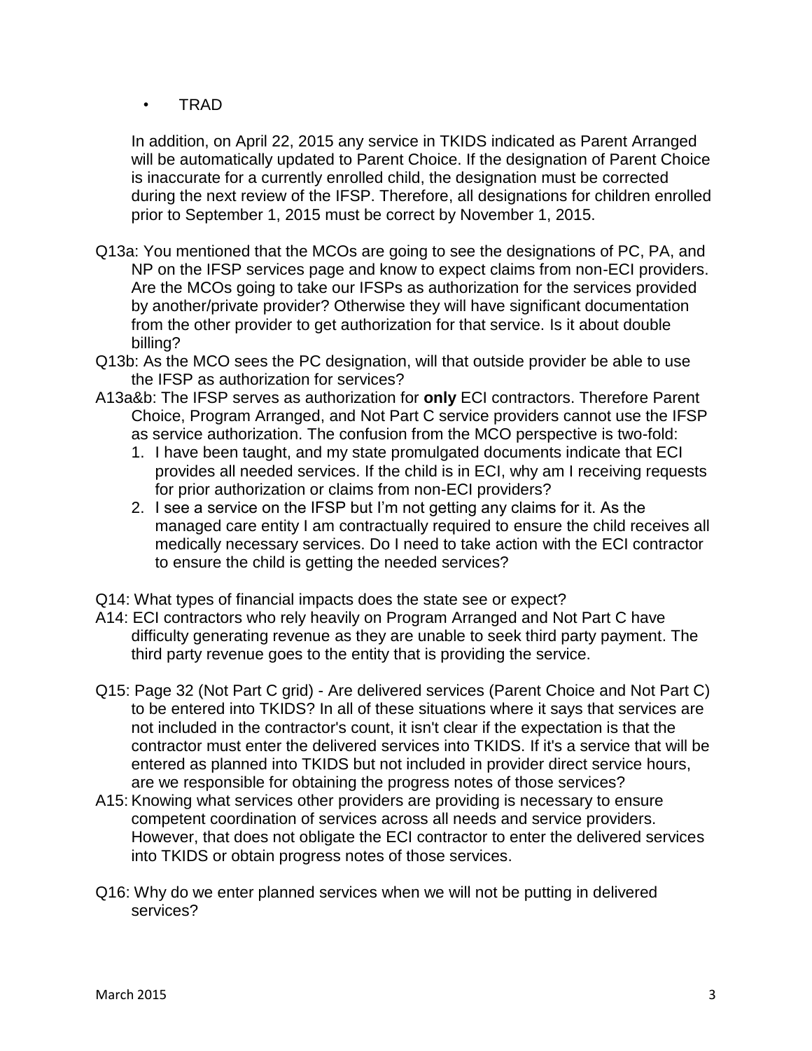- TRAD

In addition, on April 22, 2015 any service in TKIDS indicated as Parent Arranged will be automatically updated to Parent Choice. If the designation of Parent Choice is inaccurate for a currently enrolled child, the designation must be corrected during the next review of the IFSP. Therefore, all designations for children enrolled prior to September 1, 2015 must be correct by November 1, 2015.

Q13a: You mentioned that the MCOs are going to see the designations of PC, PA, and NP on the IFSP services page and know to expect claims from non-ECI providers. Are the MCOs going to take our IFSPs as authorization for the services provided by another/private provider? Otherwise they will have significant documentation from the other provider to get authorization for that service. Is it about double billing?

Q13b: As the MCO sees the PC designation, will that outside provider be able to use the IFSP as authorization for services?

A13a&b: The IFSP serves as authorization for **only** ECI contractors. Therefore Parent Choice, Program Arranged, and Not Part C service providers cannot use the IFSP as service authorization. The confusion from the MCO perspective is two-fold:

1. I have been taught, and my state promulgated documents indicate that ECI provides all needed services. If the child is in ECI, why am I receiving requests for prior authorization or claims from non-ECI providers?
2. I see a service on the IFSP but I'm not getting any claims for it. As the managed care entity I am contractually required to ensure the child receives all medically necessary services. Do I need to take action with the ECI contractor to ensure the child is getting the needed services?

Q14: What types of financial impacts does the state see or expect?

A14: ECI contractors who rely heavily on Program Arranged and Not Part C have difficulty generating revenue as they are unable to seek third party payment. The third party revenue goes to the entity that is providing the service.

Q15: Page 32 (Not Part C grid) - Are delivered services (Parent Choice and Not Part C) to be entered into TKIDS? In all of these situations where it says that services are not included in the contractor's count, it isn't clear if the expectation is that the contractor must enter the delivered services into TKIDS. If it's a service that will be entered as planned into TKIDS but not included in provider direct service hours, are we responsible for obtaining the progress notes of those services?

A15: Knowing what services other providers are providing is necessary to ensure competent coordination of services across all needs and service providers. However, that does not obligate the ECI contractor to enter the delivered services into TKIDS or obtain progress notes of those services.

Q16: Why do we enter planned services when we will not be putting in delivered services?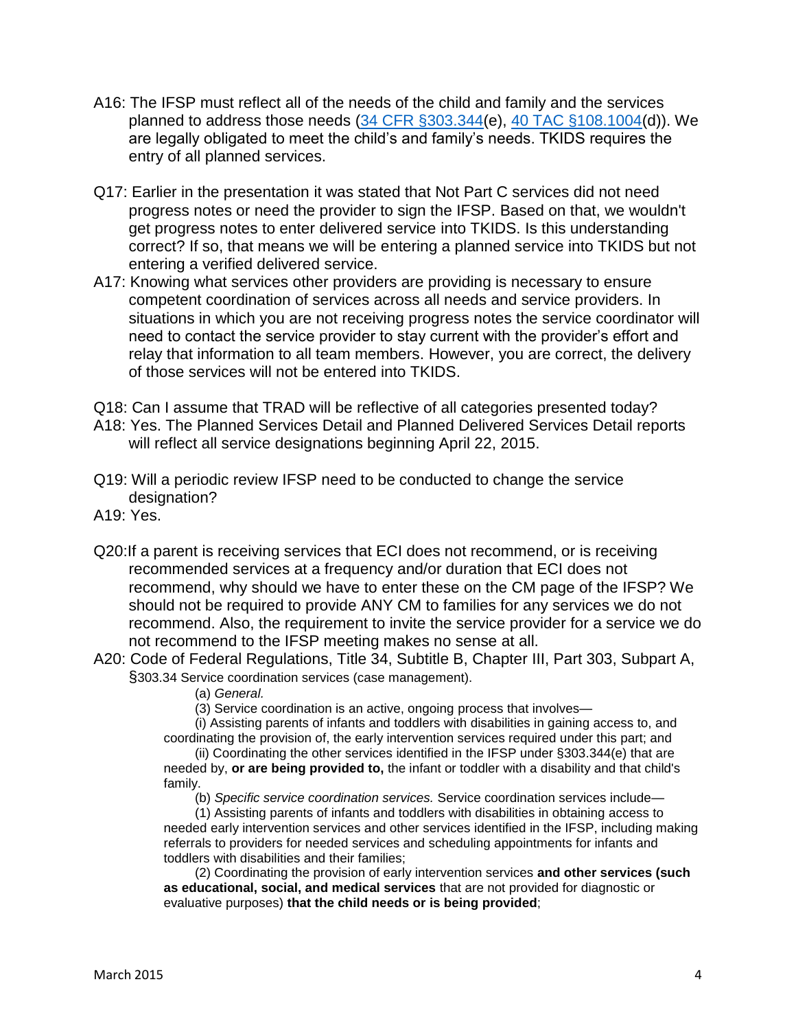A16: The IFSP must reflect all of the needs of the child and family and the services planned to address those needs ([34 CFR §303.344](34 CFR §303.344)(e), [40 TAC §108.1004](40 TAC §108.1004)(d)). We are legally obligated to meet the child's and family's needs. TKIDS requires the entry of all planned services.

Q17: Earlier in the presentation it was stated that Not Part C services did not need progress notes or need the provider to sign the IFSP. Based on that, we wouldn't get progress notes to enter delivered service into TKIDS. Is this understanding correct? If so, that means we will be entering a planned service into TKIDS but not entering a verified delivered service.

A17: Knowing what services other providers are providing is necessary to ensure competent coordination of services across all needs and service providers. In situations in which you are not receiving progress notes the service coordinator will need to contact the service provider to stay current with the provider's effort and relay that information to all team members. However, you are correct, the delivery of those services will not be entered into TKIDS.

Q18: Can I assume that TRAD will be reflective of all categories presented today?

A18: Yes. The Planned Services Detail and Planned Delivered Services Detail reports will reflect all service designations beginning April 22, 2015.

Q19: Will a periodic review IFSP need to be conducted to change the service designation?

A19: Yes.

Q20: If a parent is receiving services that ECI does not recommend, or is receiving recommended services at a frequency and/or duration that ECI does not recommend, why should we have to enter these on the CM page of the IFSP? We should not be required to provide ANY CM to families for any services we do not recommend. Also, the requirement to invite the service provider for a service we do not recommend to the IFSP meeting makes no sense at all.

A20: Code of Federal Regulations, Title 34, Subtitle B, Chapter III, Part 303, Subpart A, §303.34 Service coordination services (case management).

(a) *General.*

(3) Service coordination is an active, ongoing process that involves—

(i) Assisting parents of infants and toddlers with disabilities in gaining access to, and coordinating the provision of, the early intervention services required under this part; and

(ii) Coordinating the other services identified in the IFSP under §303.344(e) that are needed by, **or are being provided to,** the infant or toddler with a disability and that child's family.

(b) *Specific service coordination services.* Service coordination services include—

(1) Assisting parents of infants and toddlers with disabilities in obtaining access to needed early intervention services and other services identified in the IFSP, including making referrals to providers for needed services and scheduling appointments for infants and toddlers with disabilities and their families;

(2) Coordinating the provision of early intervention services **and other services (such as educational, social, and medical services** that are not provided for diagnostic or evaluative purposes) **that the child needs or is being provided**;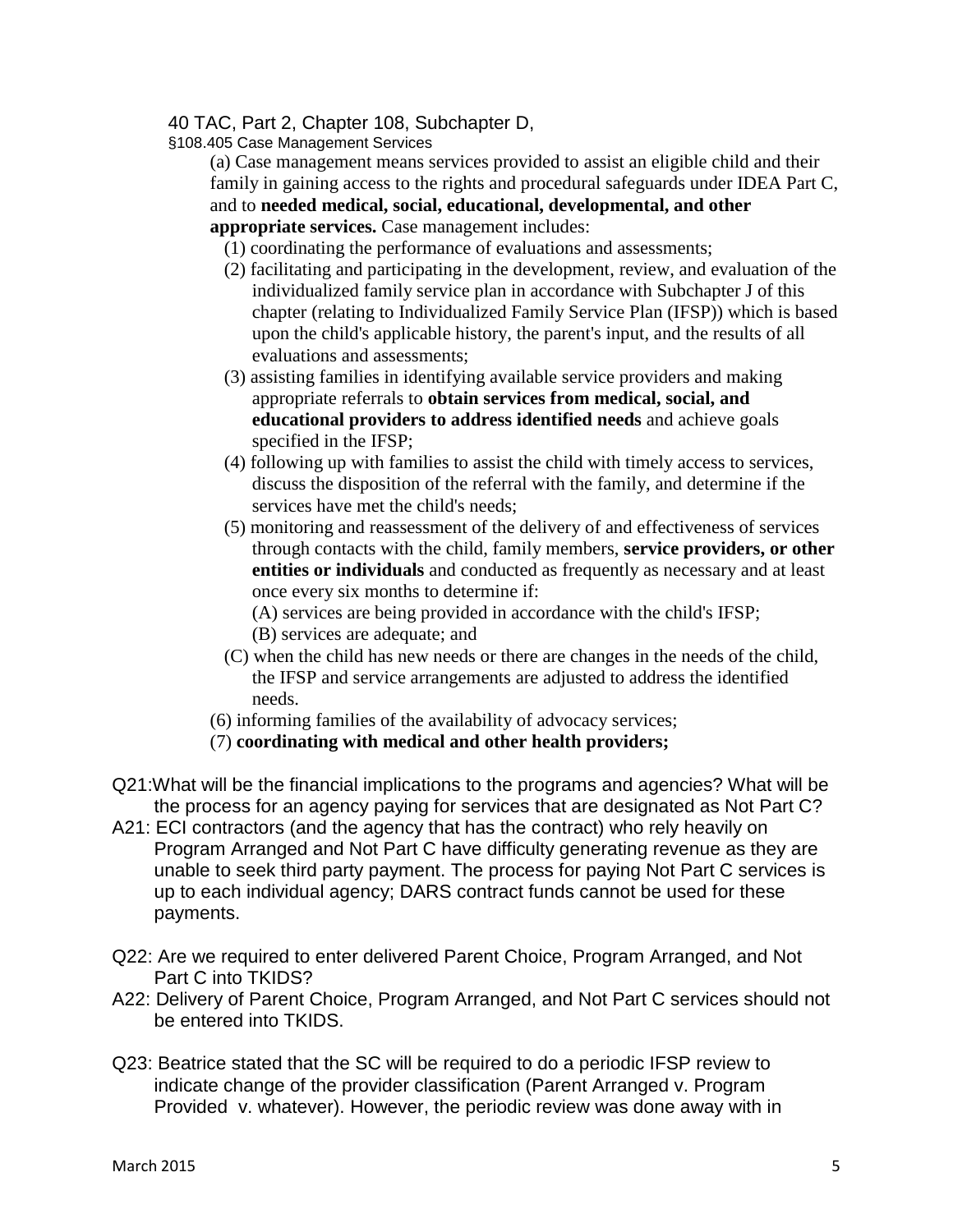40 TAC, Part 2, Chapter 108, Subchapter D,

§108.405 Case Management Services

(a) Case management means services provided to assist an eligible child and their family in gaining access to the rights and procedural safeguards under IDEA Part C, and to **needed medical, social, educational, developmental, and other appropriate services.** Case management includes:

(1) coordinating the performance of evaluations and assessments;

(2) facilitating and participating in the development, review, and evaluation of the individualized family service plan in accordance with Subchapter J of this chapter (relating to Individualized Family Service Plan (IFSP)) which is based upon the child's applicable history, the parent's input, and the results of all evaluations and assessments;

(3) assisting families in identifying available service providers and making appropriate referrals to **obtain services from medical, social, and educational providers to address identified needs** and achieve goals specified in the IFSP;

(4) following up with families to assist the child with timely access to services, discuss the disposition of the referral with the family, and determine if the services have met the child's needs;

(5) monitoring and reassessment of the delivery of and effectiveness of services through contacts with the child, family members, **service providers, or other entities or individuals** and conducted as frequently as necessary and at least once every six months to determine if:

(A) services are being provided in accordance with the child's IFSP;

(B) services are adequate; and

(C) when the child has new needs or there are changes in the needs of the child, the IFSP and service arrangements are adjusted to address the identified needs.

(6) informing families of the availability of advocacy services;

(7) **coordinating with medical and other health providers;**

Q21:What will be the financial implications to the programs and agencies? What will be the process for an agency paying for services that are designated as Not Part C?

A21: ECI contractors (and the agency that has the contract) who rely heavily on Program Arranged and Not Part C have difficulty generating revenue as they are unable to seek third party payment. The process for paying Not Part C services is up to each individual agency; DARS contract funds cannot be used for these payments.

Q22: Are we required to enter delivered Parent Choice, Program Arranged, and Not Part C into TKIDS?

A22: Delivery of Parent Choice, Program Arranged, and Not Part C services should not be entered into TKIDS.

Q23: Beatrice stated that the SC will be required to do a periodic IFSP review to indicate change of the provider classification (Parent Arranged v. Program Provided v. whatever). However, the periodic review was done away with in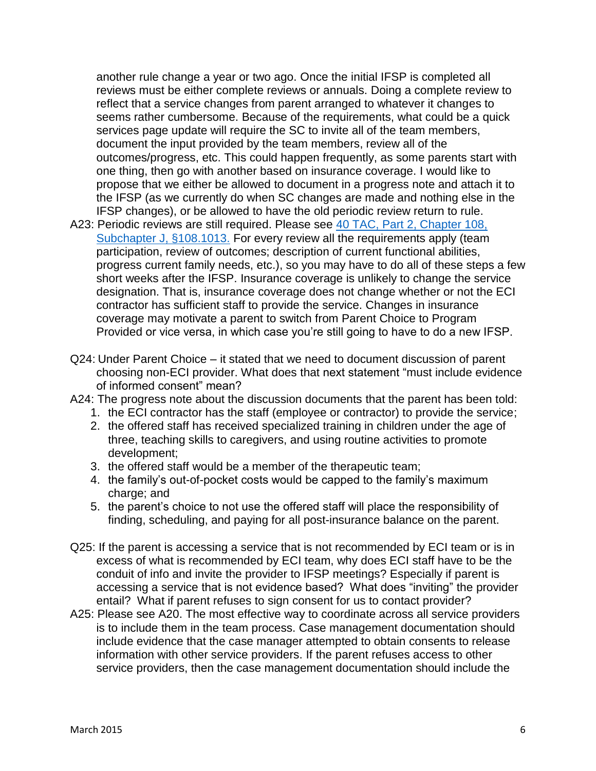another rule change a year or two ago. Once the initial IFSP is completed all reviews must be either complete reviews or annuals. Doing a complete review to reflect that a service changes from parent arranged to whatever it changes to seems rather cumbersome. Because of the requirements, what could be a quick services page update will require the SC to invite all of the team members, document the input provided by the team members, review all of the outcomes/progress, etc. This could happen frequently, as some parents start with one thing, then go with another based on insurance coverage. I would like to propose that we either be allowed to document in a progress note and attach it to the IFSP (as we currently do when SC changes are made and nothing else in the IFSP changes), or be allowed to have the old periodic review return to rule.

A23: Periodic reviews are still required. Please see [40 TAC, Part 2, Chapter 108, Subchapter J, §108.1013.](#) For every review all the requirements apply (team participation, review of outcomes; description of current functional abilities, progress current family needs, etc.), so you may have to do all of these steps a few short weeks after the IFSP. Insurance coverage is unlikely to change the service designation. That is, insurance coverage does not change whether or not the ECI contractor has sufficient staff to provide the service. Changes in insurance coverage may motivate a parent to switch from Parent Choice to Program Provided or vice versa, in which case you're still going to have to do a new IFSP.

Q24: Under Parent Choice – it stated that we need to document discussion of parent choosing non-ECI provider. What does that next statement "must include evidence of informed consent" mean?

A24: The progress note about the discussion documents that the parent has been told:

1. the ECI contractor has the staff (employee or contractor) to provide the service;
2. the offered staff has received specialized training in children under the age of three, teaching skills to caregivers, and using routine activities to promote development;
3. the offered staff would be a member of the therapeutic team;
4. the family's out-of-pocket costs would be capped to the family's maximum charge; and
5. the parent's choice to not use the offered staff will place the responsibility of finding, scheduling, and paying for all post-insurance balance on the parent.

Q25: If the parent is accessing a service that is not recommended by ECI team or is in excess of what is recommended by ECI team, why does ECI staff have to be the conduit of info and invite the provider to IFSP meetings? Especially if parent is accessing a service that is not evidence based? What does "inviting" the provider entail? What if parent refuses to sign consent for us to contact provider?

A25: Please see A20. The most effective way to coordinate across all service providers is to include them in the team process. Case management documentation should include evidence that the case manager attempted to obtain consents to release information with other service providers. If the parent refuses access to other service providers, then the case management documentation should include the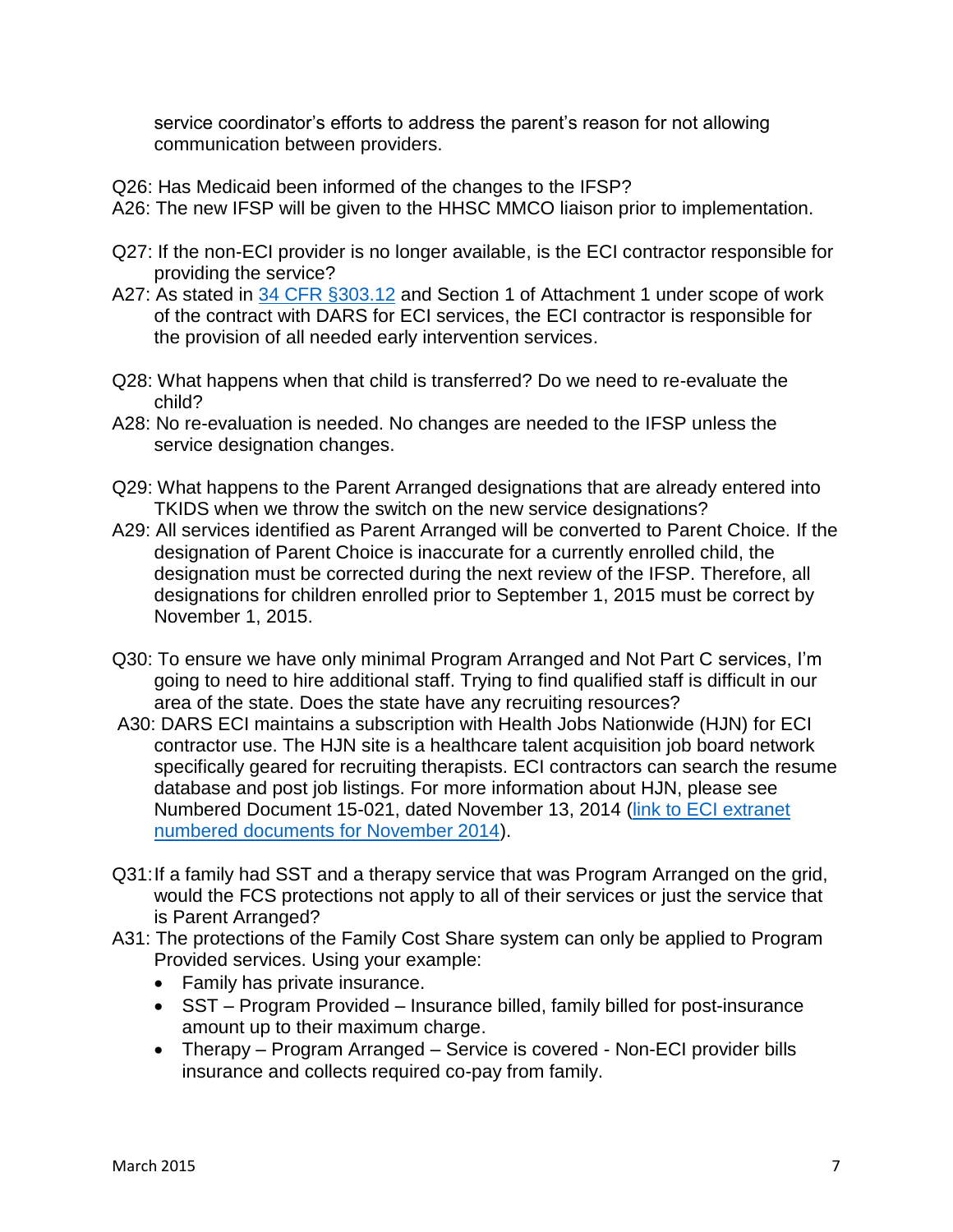service coordinator's efforts to address the parent's reason for not allowing communication between providers.

Q26: Has Medicaid been informed of the changes to the IFSP?
A26: The new IFSP will be given to the HHSC MMCO liaison prior to implementation.

Q27: If the non-ECI provider is no longer available, is the ECI contractor responsible for providing the service?
A27: As stated in 34 CFR §303.12 and Section 1 of Attachment 1 under scope of work of the contract with DARS for ECI services, the ECI contractor is responsible for the provision of all needed early intervention services.

Q28: What happens when that child is transferred? Do we need to re-evaluate the child?
A28: No re-evaluation is needed. No changes are needed to the IFSP unless the service designation changes.

Q29: What happens to the Parent Arranged designations that are already entered into TKIDS when we throw the switch on the new service designations?
A29: All services identified as Parent Arranged will be converted to Parent Choice. If the designation of Parent Choice is inaccurate for a currently enrolled child, the designation must be corrected during the next review of the IFSP. Therefore, all designations for children enrolled prior to September 1, 2015 must be correct by November 1, 2015.

Q30: To ensure we have only minimal Program Arranged and Not Part C services, I'm going to need to hire additional staff. Trying to find qualified staff is difficult in our area of the state. Does the state have any recruiting resources?
A30: DARS ECI maintains a subscription with Health Jobs Nationwide (HJN) for ECI contractor use. The HJN site is a healthcare talent acquisition job board network specifically geared for recruiting therapists. ECI contractors can search the resume database and post job listings. For more information about HJN, please see Numbered Document 15-021, dated November 13, 2014 (link to ECI extranet numbered documents for November 2014).

Q31: If a family had SST and a therapy service that was Program Arranged on the grid, would the FCS protections not apply to all of their services or just the service that is Parent Arranged?
A31: The protections of the Family Cost Share system can only be applied to Program Provided services. Using your example:

- Family has private insurance.
- SST – Program Provided – Insurance billed, family billed for post-insurance amount up to their maximum charge.
- Therapy – Program Arranged – Service is covered - Non-ECI provider bills insurance and collects required co-pay from family.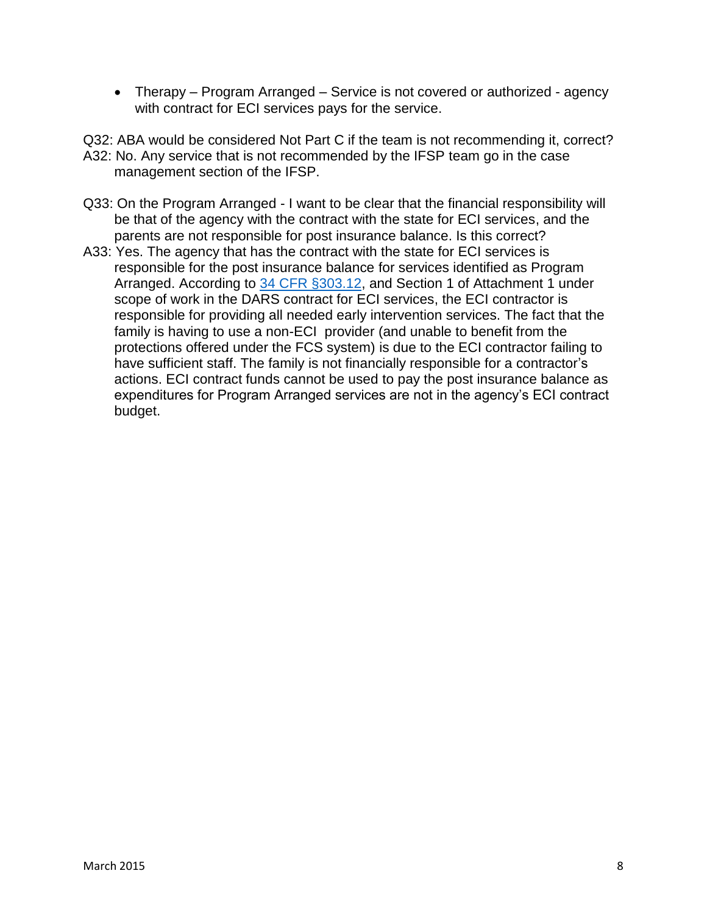- Therapy – Program Arranged – Service is not covered or authorized - agency with contract for ECI services pays for the service.

Q32: ABA would be considered Not Part C if the team is not recommending it, correct?
A32: No. Any service that is not recommended by the IFSP team go in the case management section of the IFSP.

Q33: On the Program Arranged - I want to be clear that the financial responsibility will be that of the agency with the contract with the state for ECI services, and the parents are not responsible for post insurance balance. Is this correct?
A33: Yes. The agency that has the contract with the state for ECI services is responsible for the post insurance balance for services identified as Program Arranged. According to 34 CFR §303.12, and Section 1 of Attachment 1 under scope of work in the DARS contract for ECI services, the ECI contractor is responsible for providing all needed early intervention services. The fact that the family is having to use a non-ECI provider (and unable to benefit from the protections offered under the FCS system) is due to the ECI contractor failing to have sufficient staff. The family is not financially responsible for a contractor's actions. ECI contract funds cannot be used to pay the post insurance balance as expenditures for Program Arranged services are not in the agency's ECI contract budget.